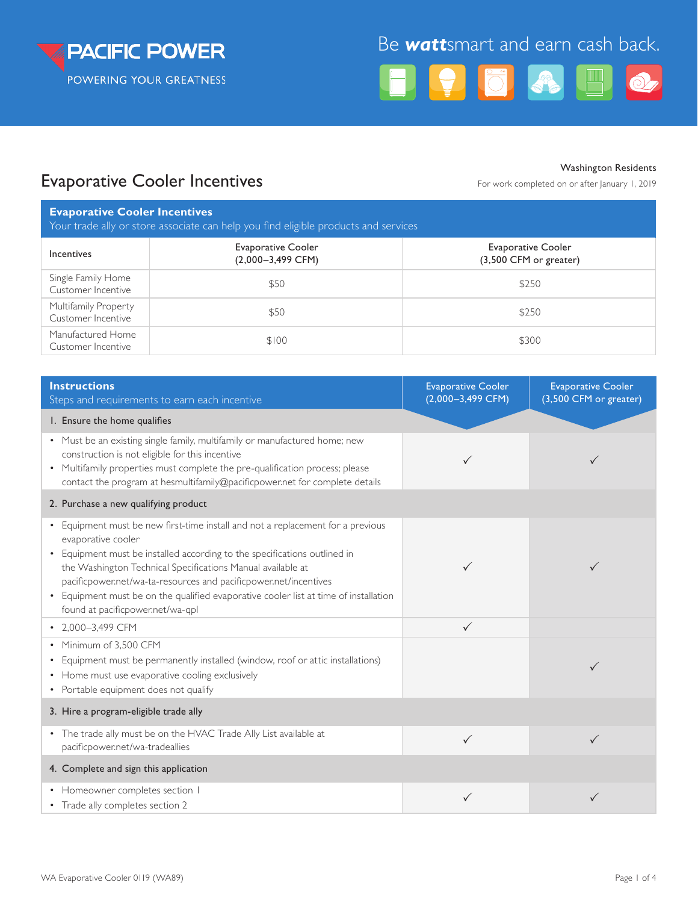PACIFIC POWER
POWERING YOUR GREATNESS

Be ***watt***smart and earn cash back.

Washington Residents

For work completed on or after January 1, 2019

# Evaporative Cooler Incentives

**Evaporative Cooler Incentives**
Your trade ally or store associate can help you find eligible products and services

| Incentives | Evaporative Cooler (2,000–3,499 CFM) | Evaporative Cooler (3,500 CFM or greater) |
|---|---|---|
| Single Family Home Customer Incentive | $50 | $250 |
| Multifamily Property Customer Incentive | $50 | $250 |
| Manufactured Home Customer Incentive | $100 | $300 |

| **Instructions** Steps and requirements to earn each incentive | Evaporative Cooler (2,000–3,499 CFM) | Evaporative Cooler (3,500 CFM or greater) |
|---|---|---|
| **1. Ensure the home qualifies** | | |
| • Must be an existing single family, multifamily or manufactured home; new construction is not eligible for this incentive<br>• Multifamily properties must complete the pre-qualification process; please contact the program at hesmultifamily@pacificpower.net for complete details | ✓ | ✓ |
| **2. Purchase a new qualifying product** | | |
| • Equipment must be new first-time install and not a replacement for a previous evaporative cooler<br>• Equipment must be installed according to the specifications outlined in the Washington Technical Specifications Manual available at pacificpower.net/wa-ta-resources and pacificpower.net/incentives<br>• Equipment must be on the qualified evaporative cooler list at time of installation found at pacificpower.net/wa-qpl | ✓ | ✓ |
| • 2,000–3,499 CFM | ✓ | |
| • Minimum of 3,500 CFM<br>• Equipment must be permanently installed (window, roof or attic installations)<br>• Home must use evaporative cooling exclusively<br>• Portable equipment does not qualify | | ✓ |
| **3. Hire a program-eligible trade ally** | | |
| • The trade ally must be on the HVAC Trade Ally List available at pacificpower.net/wa-tradeallies | ✓ | ✓ |
| **4. Complete and sign this application** | | |
| • Homeowner completes section 1<br>• Trade ally completes section 2 | ✓ | ✓ |

WA Evaporative Cooler 0119 (WA89)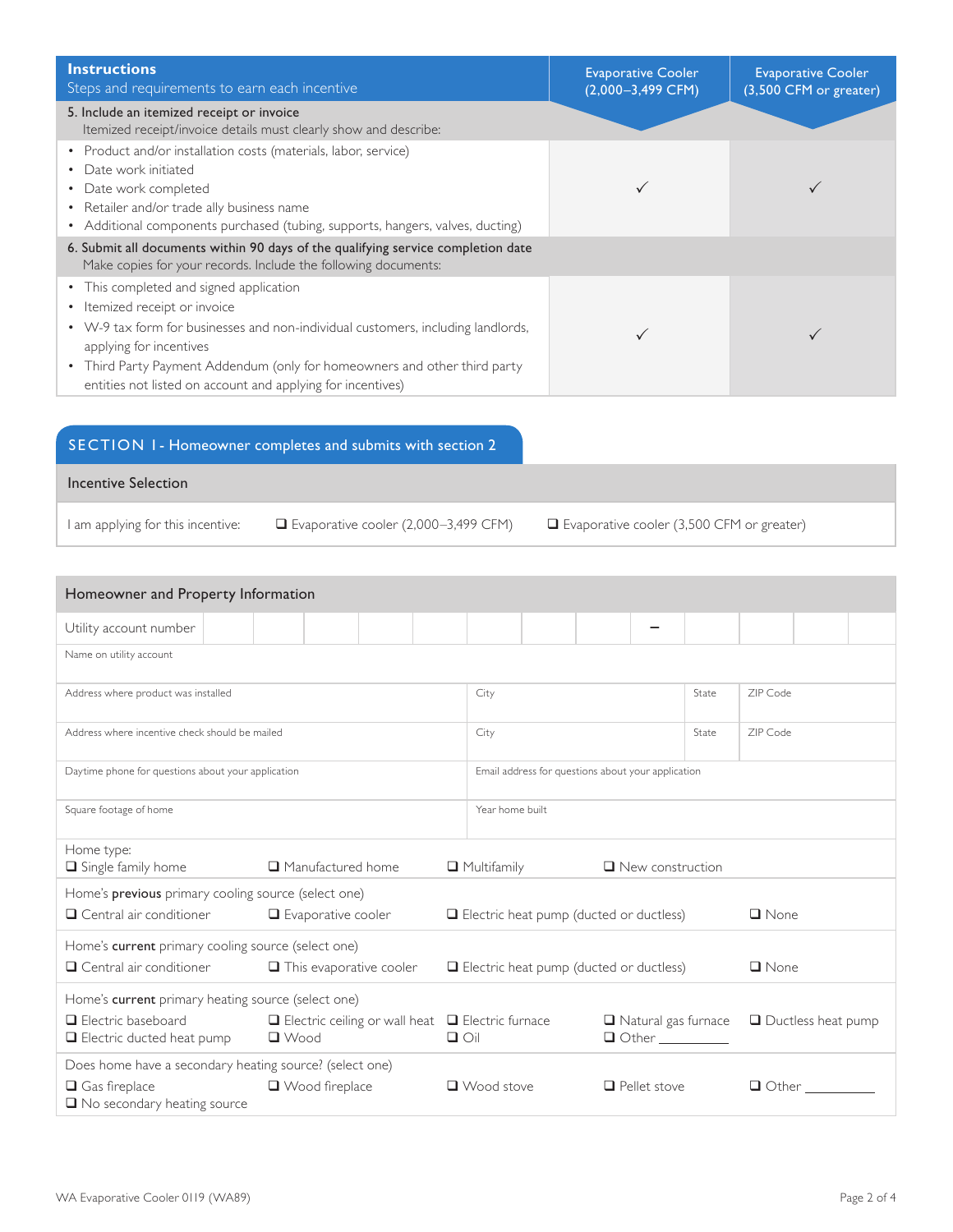| Instructions<br>Steps and requirements to earn each incentive | Evaporative Cooler (2,000–3,499 CFM) | Evaporative Cooler (3,500 CFM or greater) |
|---|---|---|
| **5. Include an itemized receipt or invoice**<br>Itemized receipt/invoice details must clearly show and describe: | | |
| • Product and/or installation costs (materials, labor, service)<br>• Date work initiated<br>• Date work completed<br>• Retailer and/or trade ally business name<br>• Additional components purchased (tubing, supports, hangers, valves, ducting) | ✓ | ✓ |
| **6. Submit all documents within 90 days of the qualifying service completion date**<br>Make copies for your records. Include the following documents: | | |
| • This completed and signed application<br>• Itemized receipt or invoice<br>• W-9 tax form for businesses and non-individual customers, including landlords, applying for incentives<br>• Third Party Payment Addendum (only for homeowners and other third party entities not listed on account and applying for incentives) | ✓ | ✓ |

## SECTION 1 - Homeowner completes and submits with section 2

### Incentive Selection

I am applying for this incentive: ☐ Evaporative cooler (2,000–3,499 CFM) ☐ Evaporative cooler (3,500 CFM or greater)

### Homeowner and Property Information

| Utility account number | | | | | | | | – | | | | |
|---|---|---|---|---|---|---|---|---|---|---|---|---|

| Name on utility account | | | |
|---|---|---|---|
| Address where product was installed | City | State | ZIP Code |
| Address where incentive check should be mailed | City | State | ZIP Code |
| Daytime phone for questions about your application | Email address for questions about your application | | |
| Square footage of home | Year home built | | |

Home type:
☐ Single family home ☐ Manufactured home ☐ Multifamily ☐ New construction

Home's **previous** primary cooling source (select one)
☐ Central air conditioner ☐ Evaporative cooler ☐ Electric heat pump (ducted or ductless) ☐ None

Home's **current** primary cooling source (select one)
☐ Central air conditioner ☐ This evaporative cooler ☐ Electric heat pump (ducted or ductless) ☐ None

Home's **current** primary heating source (select one)
☐ Electric baseboard ☐ Electric ceiling or wall heat ☐ Electric furnace ☐ Natural gas furnace ☐ Ductless heat pump
☐ Electric ducted heat pump ☐ Wood ☐ Oil ☐ Other __________

Does home have a secondary heating source? (select one)
☐ Gas fireplace ☐ Wood fireplace ☐ Wood stove ☐ Pellet stove ☐ Other __________
☐ No secondary heating source

WA Evaporative Cooler 0119 (WA89)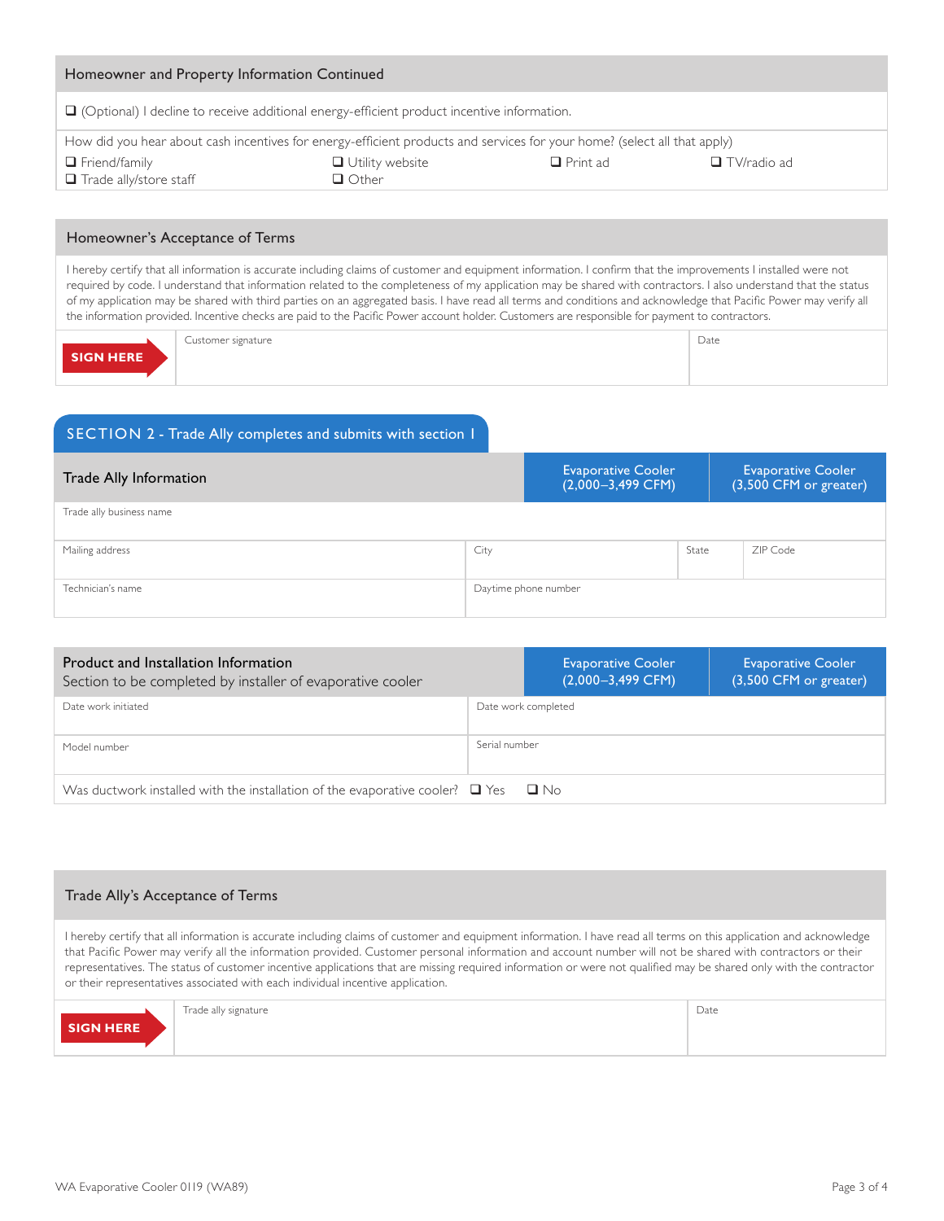## Homeowner and Property Information Continued

❑ (Optional) I decline to receive additional energy-efficient product incentive information.

How did you hear about cash incentives for energy-efficient products and services for your home? (select all that apply)

❑ Friend/family ❑ Utility website ❑ Print ad ❑ TV/radio ad
❑ Trade ally/store staff ❑ Other

## Homeowner's Acceptance of Terms

I hereby certify that all information is accurate including claims of customer and equipment information. I confirm that the improvements I installed were not required by code. I understand that information related to the completeness of my application may be shared with contractors. I also understand that the status of my application may be shared with third parties on an aggregated basis. I have read all terms and conditions and acknowledge that Pacific Power may verify all the information provided. Incentive checks are paid to the Pacific Power account holder. Customers are responsible for payment to contractors.

| SIGN HERE | Customer signature | Date |
|---|---|---|

## SECTION 2 - Trade Ally completes and submits with section 1

| Trade Ally Information | Evaporative Cooler (2,000–3,499 CFM) | Evaporative Cooler (3,500 CFM or greater) |
|---|---|---|

| Trade ally business name | | | |
|---|---|---|---|
| Mailing address | City | State | ZIP Code |
| Technician's name | Daytime phone number | | |

| Product and Installation Information<br>Section to be completed by installer of evaporative cooler | Evaporative Cooler (2,000–3,499 CFM) | Evaporative Cooler (3,500 CFM or greater) |
|---|---|---|

| Date work initiated | Date work completed |
|---|---|
| Model number | Serial number |

Was ductwork installed with the installation of the evaporative cooler? ❑ Yes ❑ No

## Trade Ally's Acceptance of Terms

I hereby certify that all information is accurate including claims of customer and equipment information. I have read all terms on this application and acknowledge that Pacific Power may verify all the information provided. Customer personal information and account number will not be shared with contractors or their representatives. The status of customer incentive applications that are missing required information or were not qualified may be shared only with the contractor or their representatives associated with each individual incentive application.

| SIGN HERE | Trade ally signature | Date |
|---|---|---|

WA Evaporative Cooler 0119 (WA89)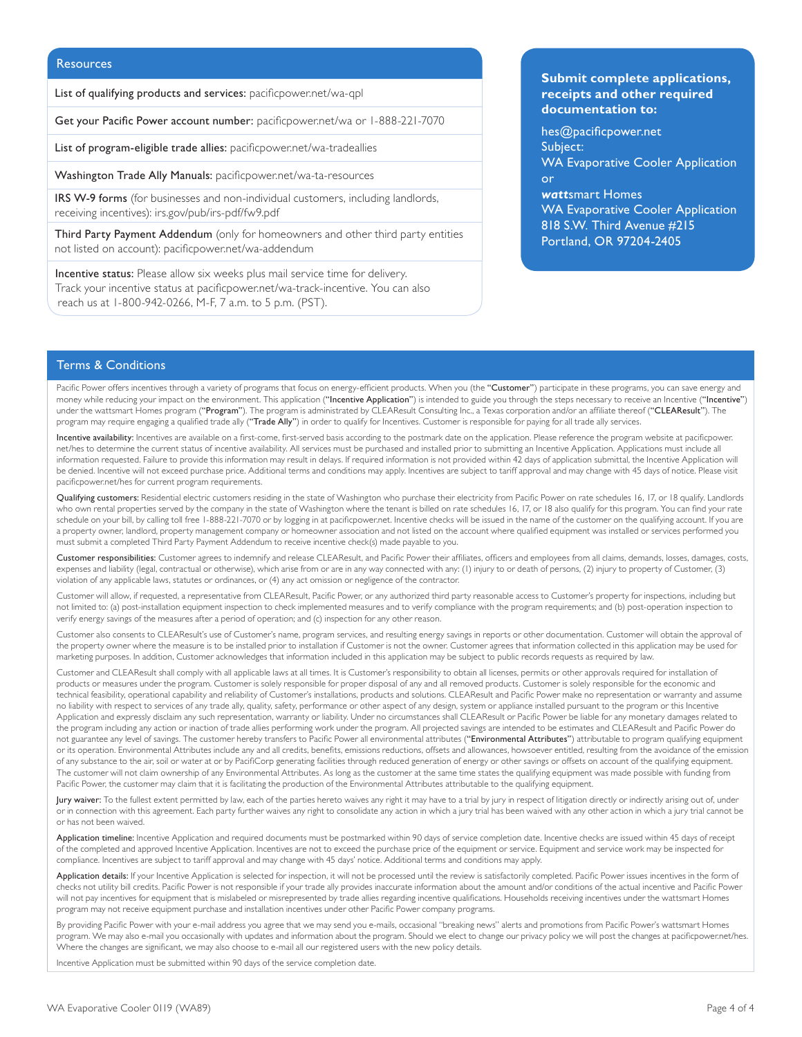## Resources

**List of qualifying products and services:** pacificpower.net/wa-qpl

**Get your Pacific Power account number:** pacificpower.net/wa or 1-888-221-7070

**List of program-eligible trade allies:** pacificpower.net/wa-tradeallies

**Washington Trade Ally Manuals:** pacificpower.net/wa-ta-resources

**IRS W-9 forms** (for businesses and non-individual customers, including landlords, receiving incentives): irs.gov/pub/irs-pdf/fw9.pdf

**Third Party Payment Addendum** (only for homeowners and other third party entities not listed on account): pacificpower.net/wa-addendum

**Incentive status:** Please allow six weeks plus mail service time for delivery. Track your incentive status at pacificpower.net/wa-track-incentive. You can also reach us at 1-800-942-0266, M-F, 7 a.m. to 5 p.m. (PST).

**Submit complete applications, receipts and other required documentation to:**

hes@pacificpower.net
Subject:
WA Evaporative Cooler Application
or
***watt*smart Homes**
WA Evaporative Cooler Application
818 S.W. Third Avenue #215
Portland, OR 97204-2405

## Terms & Conditions

Pacific Power offers incentives through a variety of programs that focus on energy-efficient products. When you (the "**Customer**") participate in these programs, you can save energy and money while reducing your impact on the environment. This application ("**Incentive Application**") is intended to guide you through the steps necessary to receive an Incentive ("**Incentive**") under the wattsmart Homes program ("**Program**"). The program is administrated by CLEAResult Consulting Inc., a Texas corporation and/or an affiliate thereof ("**CLEAResult**"). The program may require engaging a qualified trade ally ("**Trade Ally**") in order to qualify for Incentives. Customer is responsible for paying for all trade ally services.

**Incentive availability:** Incentives are available on a first-come, first-served basis according to the postmark date on the application. Please reference the program website at pacificpower.net/hes to determine the current status of incentive availability. All services must be purchased and installed prior to submitting an Incentive Application. Applications must include all information requested. Failure to provide this information may result in delays. If required information is not provided within 42 days of application submittal, the Incentive Application will be denied. Incentive will not exceed purchase price. Additional terms and conditions may apply. Incentives are subject to tariff approval and may change with 45 days of notice. Please visit pacificpower.net/hes for current program requirements.

**Qualifying customers:** Residential electric customers residing in the state of Washington who purchase their electricity from Pacific Power on rate schedules 16, 17, or 18 qualify. Landlords who own rental properties served by the company in the state of Washington where the tenant is billed on rate schedules 16, 17, or 18 also qualify for this program. You can find your rate schedule on your bill, by calling toll free 1-888-221-7070 or by logging in at pacificpower.net. Incentive checks will be issued in the name of the customer on the qualifying account. If you are a property owner, landlord, property management company or homeowner association and not listed on the account where qualified equipment was installed or services performed you must submit a completed Third Party Payment Addendum to receive incentive check(s) made payable to you.

**Customer responsibilities:** Customer agrees to indemnify and release CLEAResult, and Pacific Power their affiliates, officers and employees from all claims, demands, losses, damages, costs, expenses and liability (legal, contractual or otherwise), which arise from or are in any way connected with any: (1) injury to or death of persons, (2) injury to property of Customer, (3) violation of any applicable laws, statutes or ordinances, or (4) any act omission or negligence of the contractor.

Customer will allow, if requested, a representative from CLEAResult, Pacific Power, or any authorized third party reasonable access to Customer's property for inspections, including but not limited to: (a) post-installation equipment inspection to check implemented measures and to verify compliance with the program requirements; and (b) post-operation inspection to verify energy savings of the measures after a period of operation; and (c) inspection for any other reason.

Customer also consents to CLEAResult's use of Customer's name, program services, and resulting energy savings in reports or other documentation. Customer will obtain the approval of the property owner where the measure is to be installed prior to installation if Customer is not the owner. Customer agrees that information collected in this application may be used for marketing purposes. In addition, Customer acknowledges that information included in this application may be subject to public records requests as required by law.

Customer and CLEAResult shall comply with all applicable laws at all times. It is Customer's responsibility to obtain all licenses, permits or other approvals required for installation of products or measures under the program. Customer is solely responsible for proper disposal of any and all removed products. Customer is solely responsible for the economic and technical feasibility, operational capability and reliability of Customer's installations, products and solutions. CLEAResult and Pacific Power make no representation or warranty and assume no liability with respect to services of any trade ally, quality, safety, performance or other aspect of any design, system or appliance installed pursuant to the program or this Incentive Application and expressly disclaim any such representation, warranty or liability. Under no circumstances shall CLEAResult or Pacific Power be liable for any monetary damages related to the program including any action or inaction of trade allies performing work under the program. All projected savings are intended to be estimates and CLEAResult and Pacific Power do not guarantee any level of savings. The customer hereby transfers to Pacific Power all environmental attributes ("**Environmental Attributes**") attributable to program qualifying equipment or its operation. Environmental Attributes include any and all credits, benefits, emissions reductions, offsets and allowances, howsoever entitled, resulting from the avoidance of the emission of any substance to the air, soil or water at or by PacifiCorp generating facilities through reduced generation of energy or other savings or offsets on account of the qualifying equipment. The customer will not claim ownership of any Environmental Attributes. As long as the customer at the same time states the qualifying equipment was made possible with funding from Pacific Power, the customer may claim that it is facilitating the production of the Environmental Attributes attributable to the qualifying equipment.

**Jury waiver:** To the fullest extent permitted by law, each of the parties hereto waives any right it may have to a trial by jury in respect of litigation directly or indirectly arising out of, under or in connection with this agreement. Each party further waives any right to consolidate any action in which a jury trial has been waived with any other action in which a jury trial cannot be or has not been waived.

**Application timeline:** Incentive Application and required documents must be postmarked within 90 days of service completion date. Incentive checks are issued within 45 days of receipt of the completed and approved Incentive Application. Incentives are not to exceed the purchase price of the equipment or service. Equipment and service work may be inspected for compliance. Incentives are subject to tariff approval and may change with 45 days' notice. Additional terms and conditions may apply.

**Application details:** If your Incentive Application is selected for inspection, it will not be processed until the review is satisfactorily completed. Pacific Power issues incentives in the form of checks not utility bill credits. Pacific Power is not responsible if your trade ally provides inaccurate information about the amount and/or conditions of the actual incentive and Pacific Power will not pay incentives for equipment that is mislabeled or misrepresented by trade allies regarding incentive qualifications. Households receiving incentives under the wattsmart Homes program may not receive equipment purchase and installation incentives under other Pacific Power company programs.

By providing Pacific Power with your e-mail address you agree that we may send you e-mails, occasional "breaking news" alerts and promotions from Pacific Power's wattsmart Homes program. We may also e-mail you occasionally with updates and information about the program. Should we elect to change our privacy policy we will post the changes at pacificpower.net/hes. Where the changes are significant, we may also choose to e-mail all our registered users with the new policy details.

Incentive Application must be submitted within 90 days of the service completion date.

WA Evaporative Cooler 0119 (WA89)